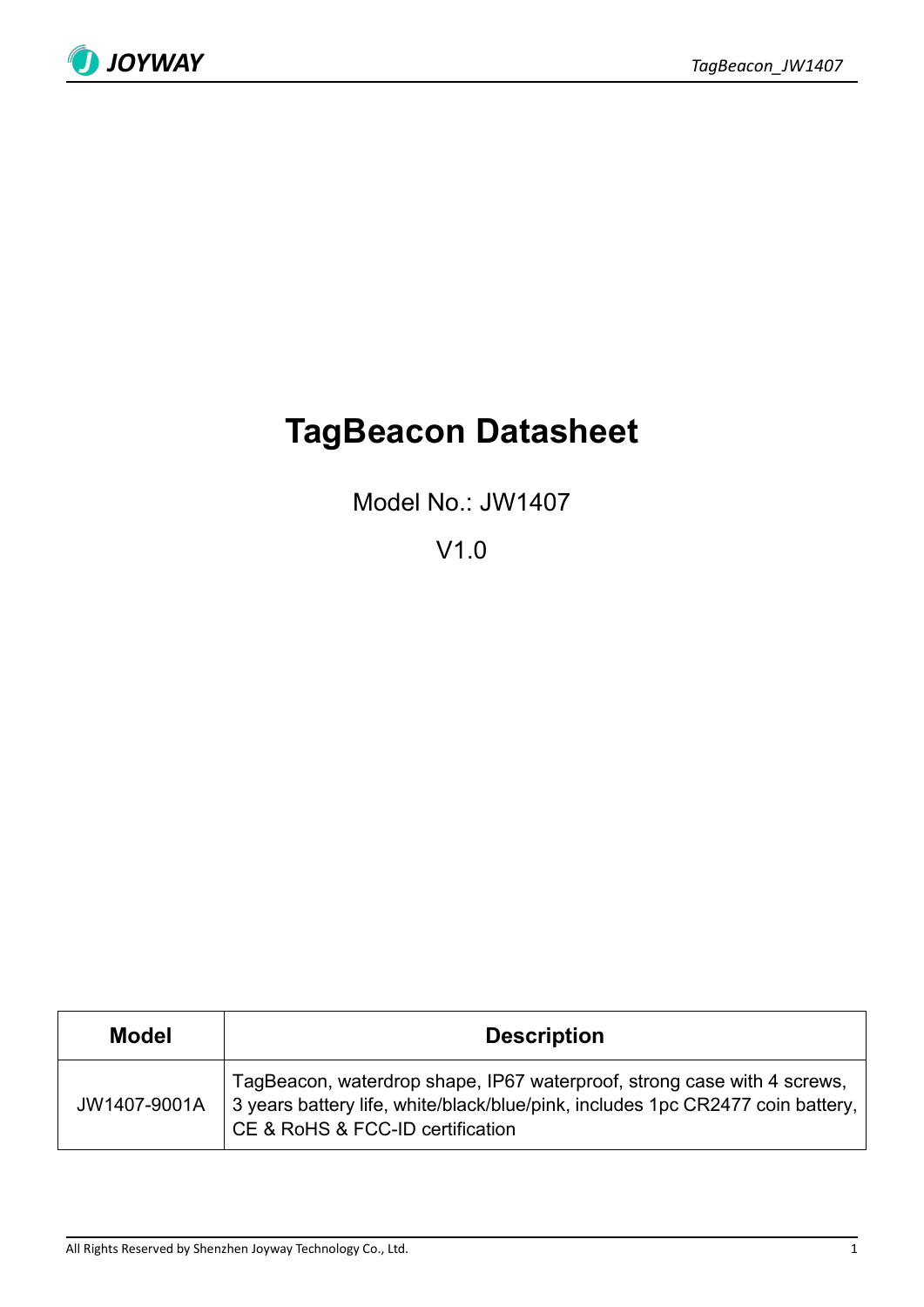# TagBeacon Datasheet

Model No.: JW1407

V1.0

| Model | Description |
|---|---|
| JW1407-9001A | TagBeacon, waterdrop shape, IP67 waterproof, strong case with 4 screws, 3 years battery life, white/black/blue/pink, includes 1pc CR2477 coin battery, CE & RoHS & FCC-ID certification |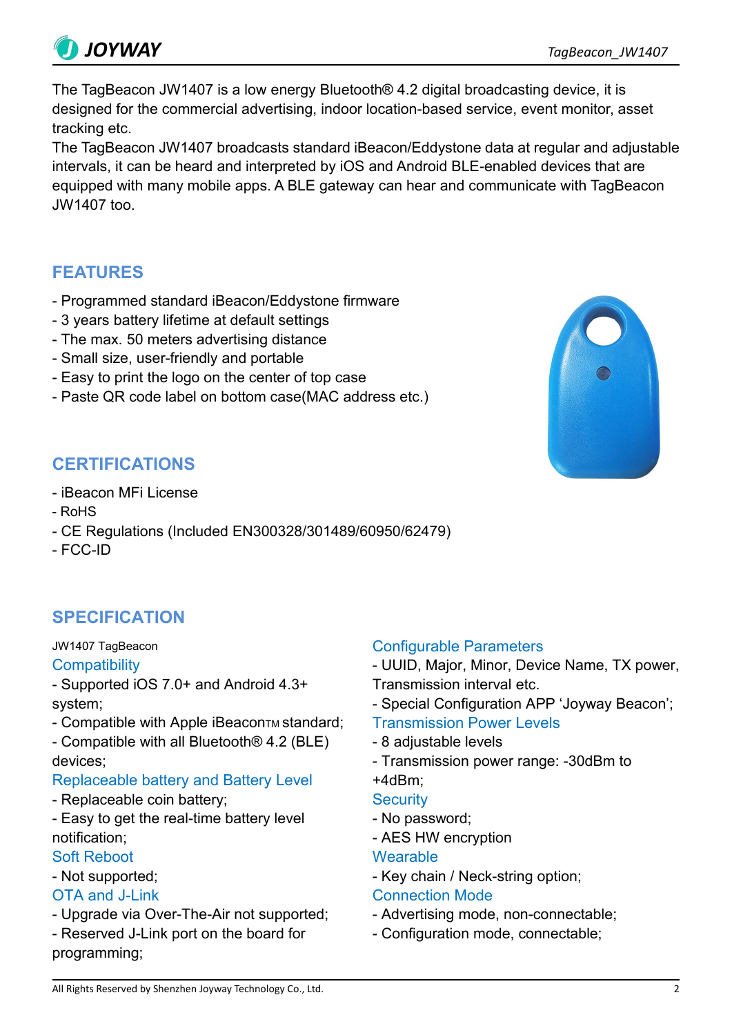The TagBeacon JW1407 is a low energy Bluetooth® 4.2 digital broadcasting device, it is designed for the commercial advertising, indoor location-based service, event monitor, asset tracking etc.

The TagBeacon JW1407 broadcasts standard iBeacon/Eddystone data at regular and adjustable intervals, it can be heard and interpreted by iOS and Android BLE-enabled devices that are equipped with many mobile apps. A BLE gateway can hear and communicate with TagBeacon JW1407 too.

## FEATURES

- Programmed standard iBeacon/Eddystone firmware
- 3 years battery lifetime at default settings
- The max. 50 meters advertising distance
- Small size, user-friendly and portable
- Easy to print the logo on the center of top case
- Paste QR code label on bottom case(MAC address etc.)

## CERTIFICATIONS

- iBeacon MFi License
- RoHS
- CE Regulations (Included EN300328/301489/60950/62479)
- FCC-ID

## SPECIFICATION

JW1407 TagBeacon

### Compatibility

- Supported iOS 7.0+ and Android 4.3+ system;
- Compatible with Apple iBeacon™ standard;
- Compatible with all Bluetooth® 4.2 (BLE) devices;

### Replaceable battery and Battery Level

- Replaceable coin battery;
- Easy to get the real-time battery level notification;

### Soft Reboot

- Not supported;

### OTA and J-Link

- Upgrade via Over-The-Air not supported;
- Reserved J-Link port on the board for programming;

### Configurable Parameters

- UUID, Major, Minor, Device Name, TX power, Transmission interval etc.
- Special Configuration APP 'Joyway Beacon';

### Transmission Power Levels

- 8 adjustable levels
- Transmission power range: -30dBm to +4dBm;

### Security

- No password;
- AES HW encryption

### Wearable

- Key chain / Neck-string option;

### Connection Mode

- Advertising mode, non-connectable;
- Configuration mode, connectable;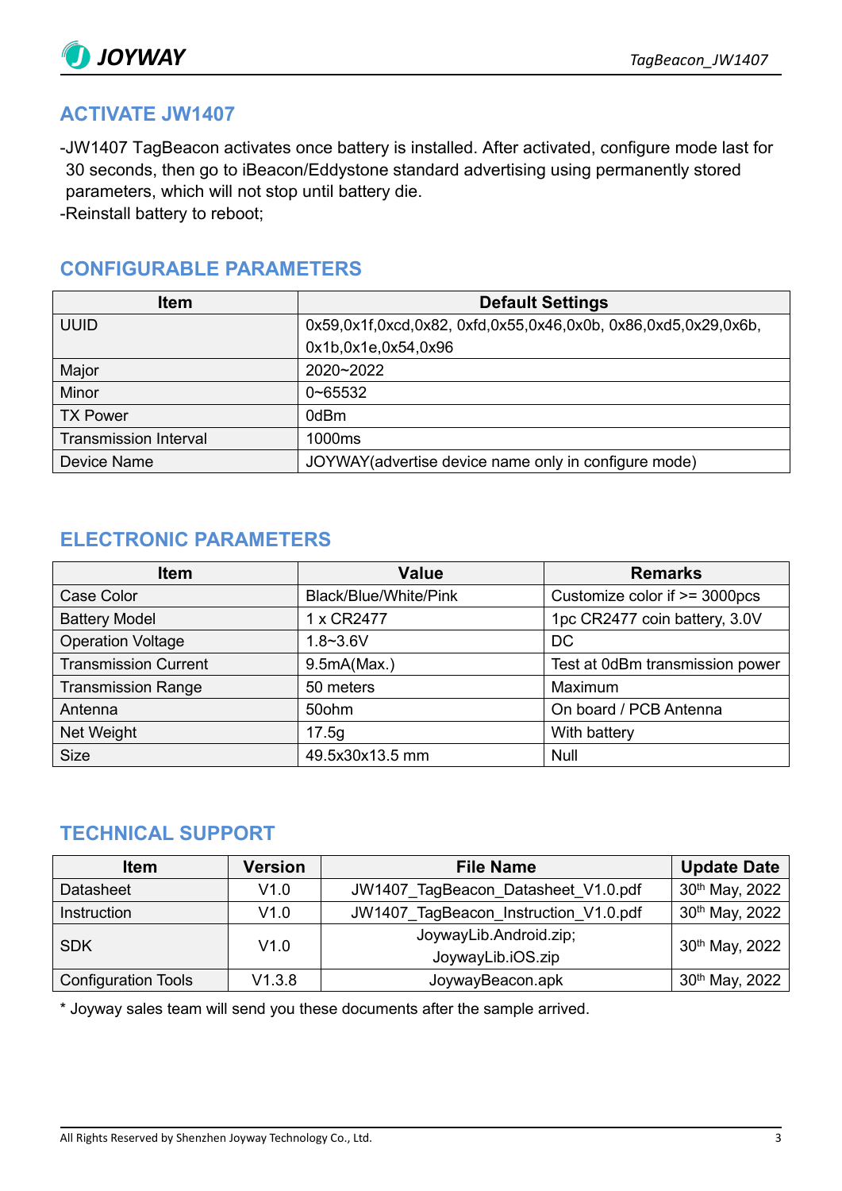## ACTIVATE JW1407

-JW1407 TagBeacon activates once battery is installed. After activated, configure mode last for 30 seconds, then go to iBeacon/Eddystone standard advertising using permanently stored parameters, which will not stop until battery die.
-Reinstall battery to reboot;

## CONFIGURABLE PARAMETERS

| Item | Default Settings |
|---|---|
| UUID | 0x59,0x1f,0xcd,0x82, 0xfd,0x55,0x46,0x0b, 0x86,0xd5,0x29,0x6b, 0x1b,0x1e,0x54,0x96 |
| Major | 2020~2022 |
| Minor | 0~65532 |
| TX Power | 0dBm |
| Transmission Interval | 1000ms |
| Device Name | JOYWAY(advertise device name only in configure mode) |

## ELECTRONIC PARAMETERS

| Item | Value | Remarks |
|---|---|---|
| Case Color | Black/Blue/White/Pink | Customize color if >= 3000pcs |
| Battery Model | 1 x CR2477 | 1pc CR2477 coin battery, 3.0V |
| Operation Voltage | 1.8~3.6V | DC |
| Transmission Current | 9.5mA(Max.) | Test at 0dBm transmission power |
| Transmission Range | 50 meters | Maximum |
| Antenna | 50ohm | On board / PCB Antenna |
| Net Weight | 17.5g | With battery |
| Size | 49.5x30x13.5 mm | Null |

## TECHNICAL SUPPORT

| Item | Version | File Name | Update Date |
|---|---|---|---|
| Datasheet | V1.0 | JW1407_TagBeacon_Datasheet_V1.0.pdf | 30th May, 2022 |
| Instruction | V1.0 | JW1407_TagBeacon_Instruction_V1.0.pdf | 30th May, 2022 |
| SDK | V1.0 | JoywayLib.Android.zip; JoywayLib.iOS.zip | 30th May, 2022 |
| Configuration Tools | V1.3.8 | JoywayBeacon.apk | 30th May, 2022 |

* Joyway sales team will send you these documents after the sample arrived.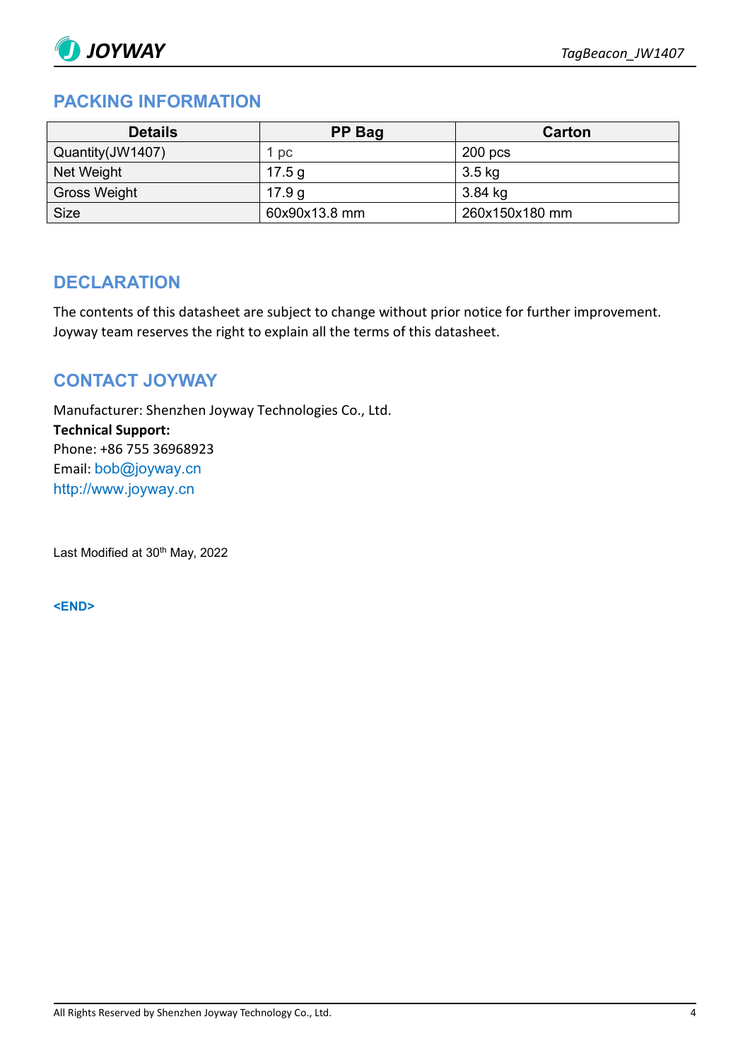## PACKING INFORMATION

| Details | PP Bag | Carton |
|---|---|---|
| Quantity(JW1407) | 1 pc | 200 pcs |
| Net Weight | 17.5 g | 3.5 kg |
| Gross Weight | 17.9 g | 3.84 kg |
| Size | 60x90x13.8 mm | 260x150x180 mm |

## DECLARATION

The contents of this datasheet are subject to change without prior notice for further improvement. Joyway team reserves the right to explain all the terms of this datasheet.

## CONTACT JOYWAY

Manufacturer: Shenzhen Joyway Technologies Co., Ltd.
**Technical Support:**
Phone: +86 755 36968923
Email: bob@joyway.cn
http://www.joyway.cn

Last Modified at 30th May, 2022

**<END>**